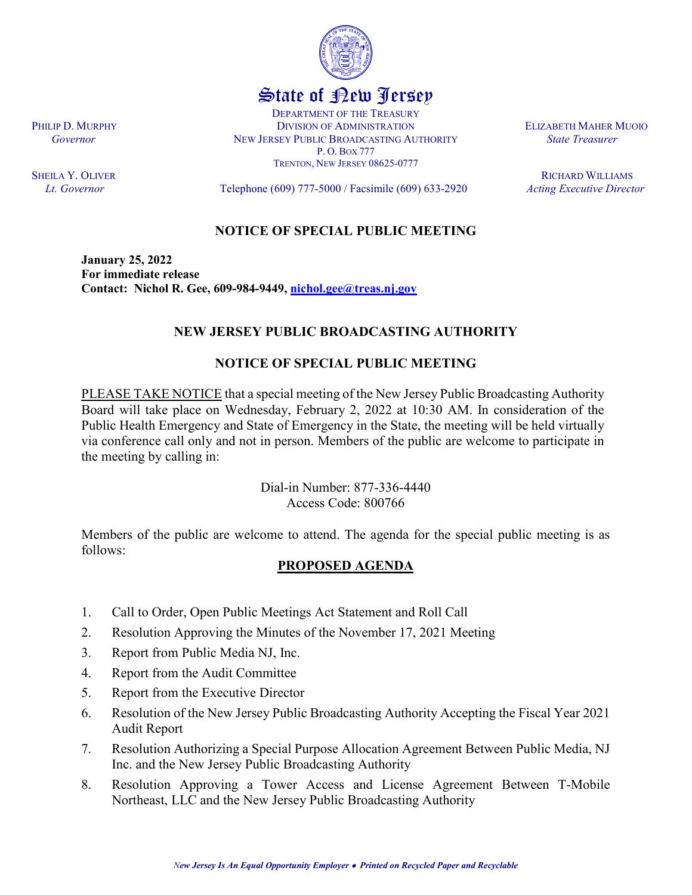# State of New Jersey

DEPARTMENT OF THE TREASURY
DIVISION OF ADMINISTRATION
NEW JERSEY PUBLIC BROADCASTING AUTHORITY
P. O. BOX 777
TRENTON, NEW JERSEY 08625-0777

Telephone (609) 777-5000 / Facsimile (609) 633-2920

PHILIP D. MURPHY
*Governor*

SHEILA Y. OLIVER
*Lt. Governor*

ELIZABETH MAHER MUOIO
*State Treasurer*

RICHARD WILLIAMS
*Acting Executive Director*

## NOTICE OF SPECIAL PUBLIC MEETING

**January 25, 2022**
**For immediate release**
**Contact: Nichol R. Gee, 609-984-9449, nichol.gee@treas.nj.gov**

## NEW JERSEY PUBLIC BROADCASTING AUTHORITY

## NOTICE OF SPECIAL PUBLIC MEETING

PLEASE TAKE NOTICE that a special meeting of the New Jersey Public Broadcasting Authority Board will take place on Wednesday, February 2, 2022 at 10:30 AM. In consideration of the Public Health Emergency and State of Emergency in the State, the meeting will be held virtually via conference call only and not in person. Members of the public are welcome to participate in the meeting by calling in:

Dial-in Number: 877-336-4440
Access Code: 800766

Members of the public are welcome to attend. The agenda for the special public meeting is as follows:

### PROPOSED AGENDA

1. Call to Order, Open Public Meetings Act Statement and Roll Call
2. Resolution Approving the Minutes of the November 17, 2021 Meeting
3. Report from Public Media NJ, Inc.
4. Report from the Audit Committee
5. Report from the Executive Director
6. Resolution of the New Jersey Public Broadcasting Authority Accepting the Fiscal Year 2021 Audit Report
7. Resolution Authorizing a Special Purpose Allocation Agreement Between Public Media, NJ Inc. and the New Jersey Public Broadcasting Authority
8. Resolution Approving a Tower Access and License Agreement Between T-Mobile Northeast, LLC and the New Jersey Public Broadcasting Authority

*New Jersey Is An Equal Opportunity Employer • Printed on Recycled Paper and Recyclable*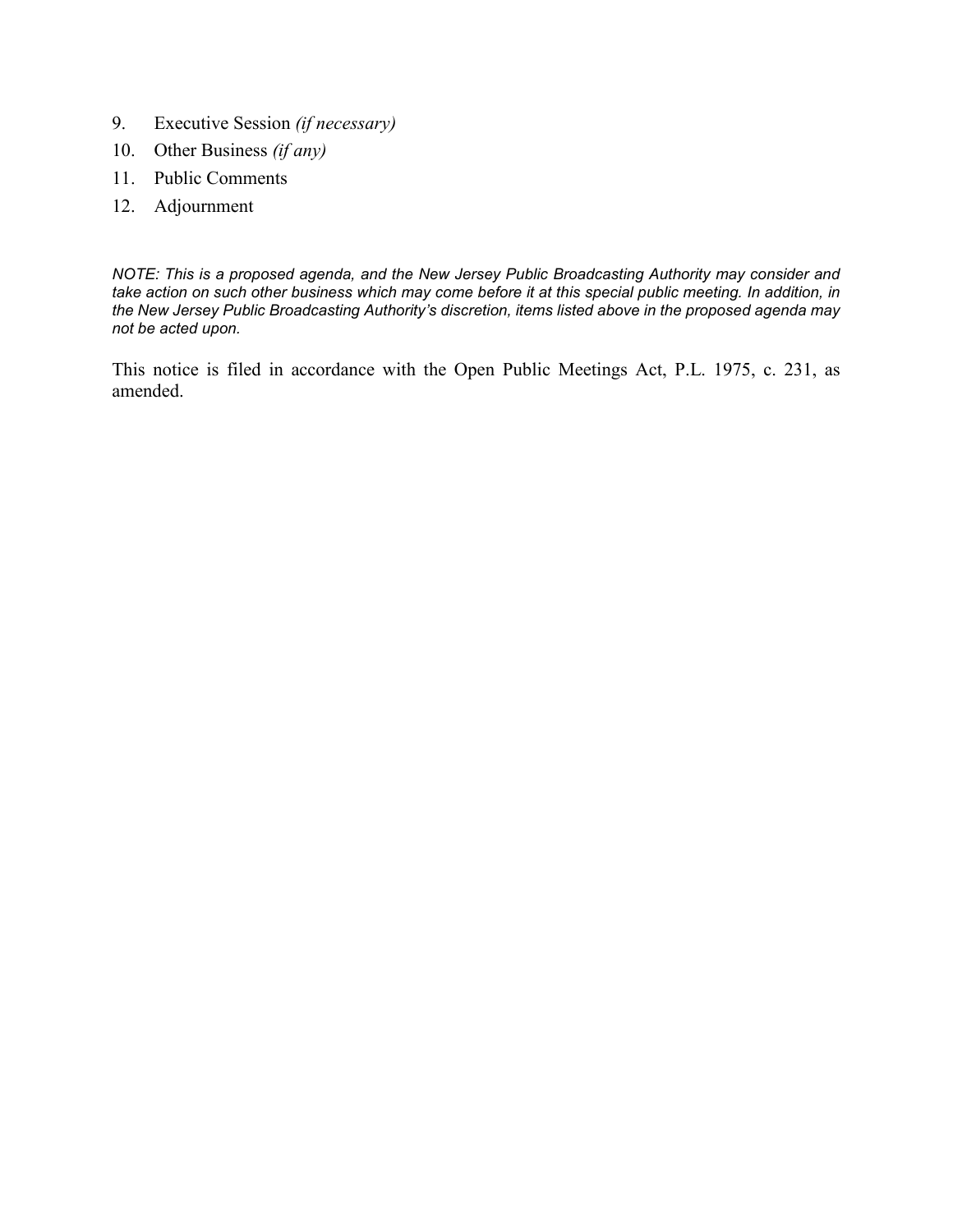9. Executive Session *(if necessary)*
10. Other Business *(if any)*
11. Public Comments
12. Adjournment

*NOTE: This is a proposed agenda, and the New Jersey Public Broadcasting Authority may consider and take action on such other business which may come before it at this special public meeting. In addition, in the New Jersey Public Broadcasting Authority's discretion, items listed above in the proposed agenda may not be acted upon.*

This notice is filed in accordance with the Open Public Meetings Act, P.L. 1975, c. 231, as amended.